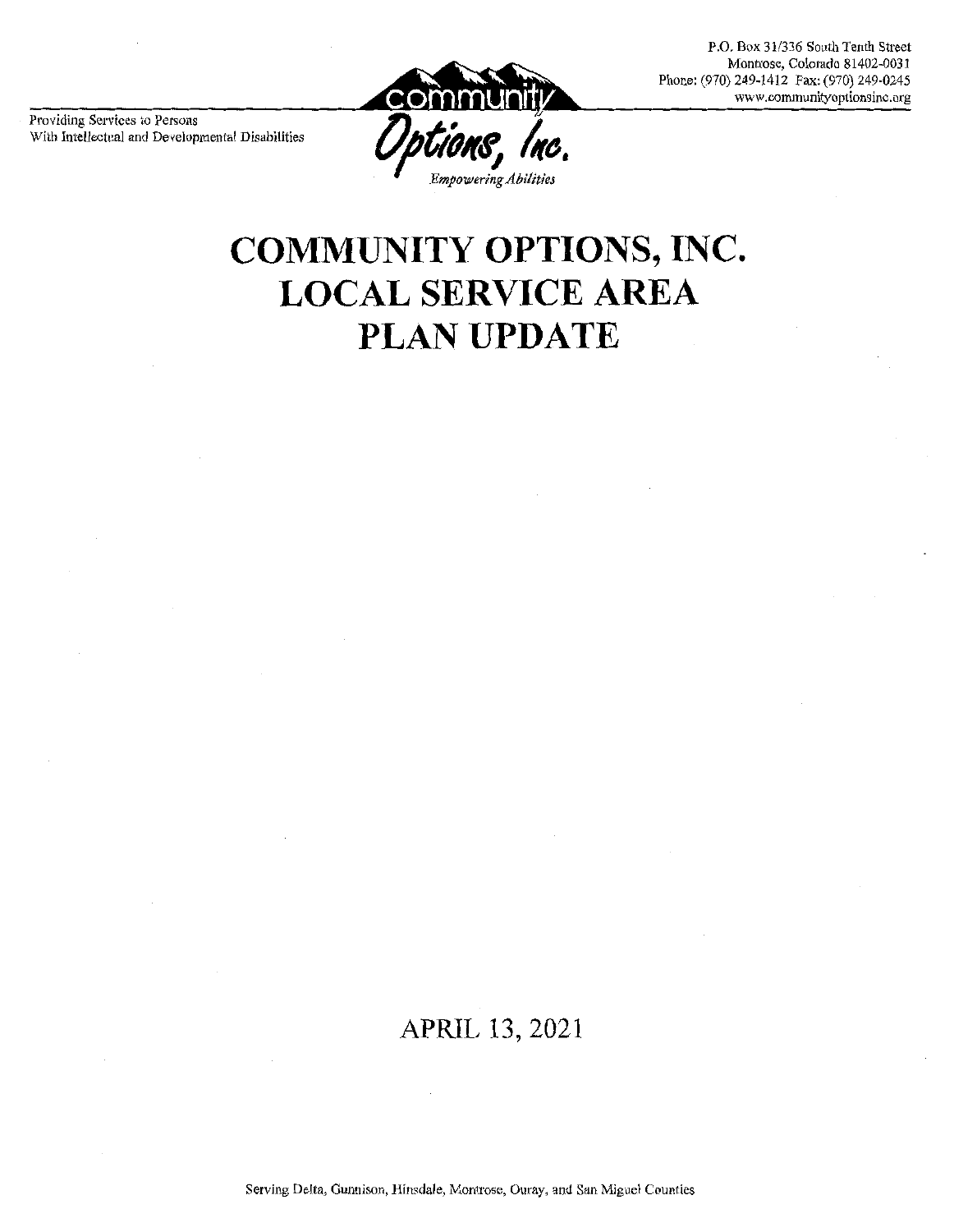P.O. Box 31/336 South Tenth Street
Montrose, Colorado 81402-0031
Phone: (970) 249-1412 Fax: (970) 249-0245
www.communityoptionsinc.org

Providing Services to Persons
With Intellectual and Developmental Disabilities

community Options, Inc.
*Empowering Abilities*

# COMMUNITY OPTIONS, INC. LOCAL SERVICE AREA PLAN UPDATE

APRIL 13, 2021

Serving Delta, Gunnison, Hinsdale, Montrose, Ouray, and San Miguel Counties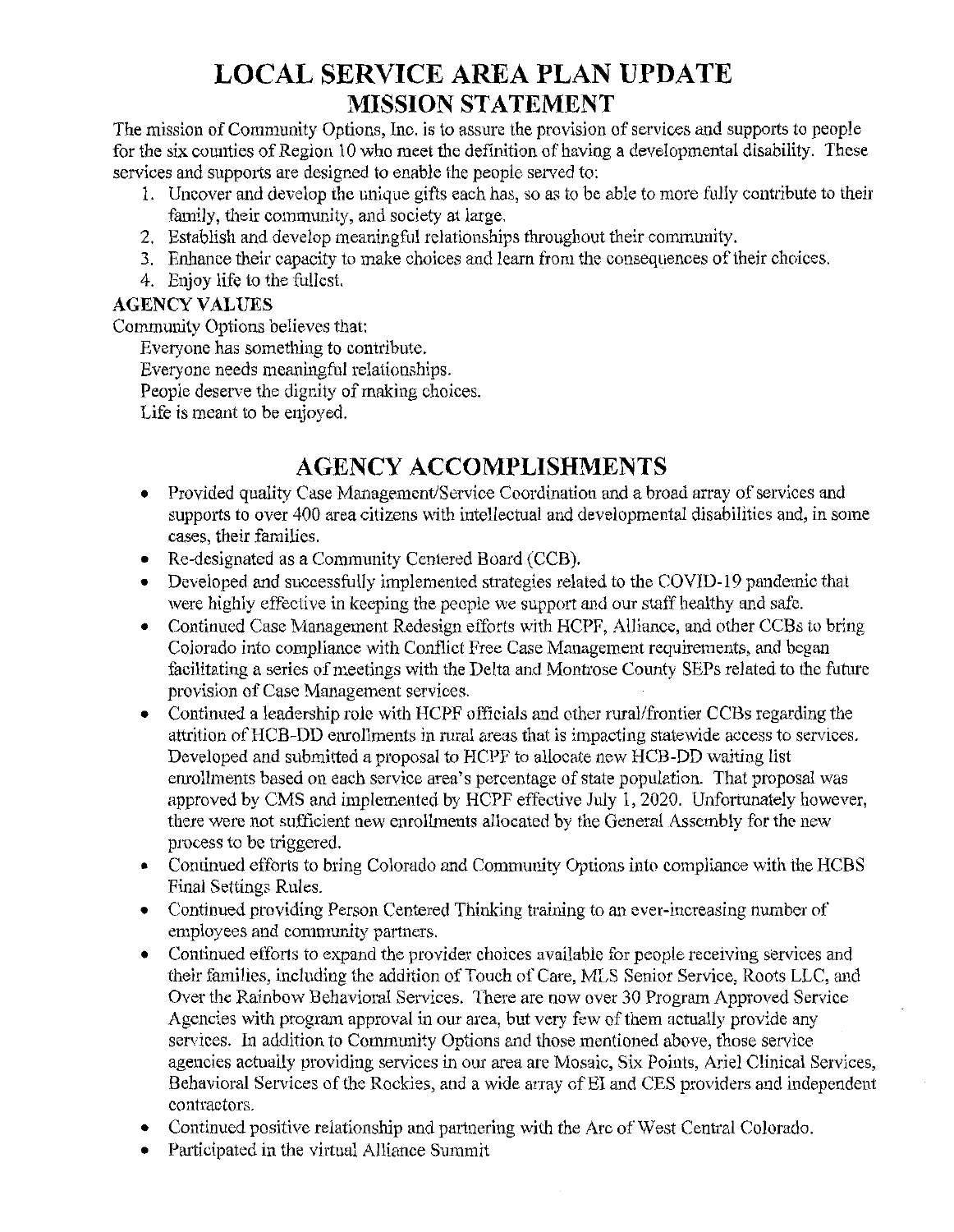# LOCAL SERVICE AREA PLAN UPDATE

## MISSION STATEMENT

The mission of Community Options, Inc. is to assure the provision of services and supports to people for the six counties of Region 10 who meet the definition of having a developmental disability. These services and supports are designed to enable the people served to:

1. Uncover and develop the unique gifts each has, so as to be able to more fully contribute to their family, their community, and society at large.
2. Establish and develop meaningful relationships throughout their community.
3. Enhance their capacity to make choices and learn from the consequences of their choices.
4. Enjoy life to the fullest.

**AGENCY VALUES**

Community Options believes that:

Everyone has something to contribute.
Everyone needs meaningful relationships.
People deserve the dignity of making choices.
Life is meant to be enjoyed.

## AGENCY ACCOMPLISHMENTS

- Provided quality Case Management/Service Coordination and a broad array of services and supports to over 400 area citizens with intellectual and developmental disabilities and, in some cases, their families.
- Re-designated as a Community Centered Board (CCB).
- Developed and successfully implemented strategies related to the COVID-19 pandemic that were highly effective in keeping the people we support and our staff healthy and safe.
- Continued Case Management Redesign efforts with HCPF, Alliance, and other CCBs to bring Colorado into compliance with Conflict Free Case Management requirements, and began facilitating a series of meetings with the Delta and Montrose County SEPs related to the future provision of Case Management services.
- Continued a leadership role with HCPF officials and other rural/frontier CCBs regarding the attrition of HCB-DD enrollments in rural areas that is impacting statewide access to services. Developed and submitted a proposal to HCPF to allocate new HCB-DD waiting list enrollments based on each service area's percentage of state population. That proposal was approved by CMS and implemented by HCPF effective July 1, 2020. Unfortunately however, there were not sufficient new enrollments allocated by the General Assembly for the new process to be triggered.
- Continued efforts to bring Colorado and Community Options into compliance with the HCBS Final Settings Rules.
- Continued providing Person Centered Thinking training to an ever-increasing number of employees and community partners.
- Continued efforts to expand the provider choices available for people receiving services and their families, including the addition of Touch of Care, MLS Senior Service, Roots LLC, and Over the Rainbow Behavioral Services. There are now over 30 Program Approved Service Agencies with program approval in our area, but very few of them actually provide any services. In addition to Community Options and those mentioned above, those service agencies actually providing services in our area are Mosaic, Six Points, Ariel Clinical Services, Behavioral Services of the Rockies, and a wide array of EI and CES providers and independent contractors.
- Continued positive relationship and partnering with the Arc of West Central Colorado.
- Participated in the virtual Alliance Summit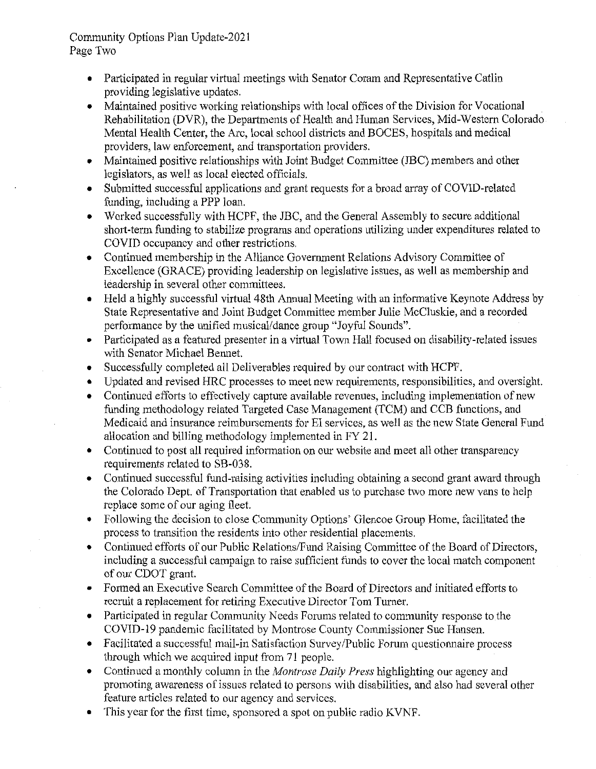- Participated in regular virtual meetings with Senator Coram and Representative Catlin providing legislative updates.
- Maintained positive working relationships with local offices of the Division for Vocational Rehabilitation (DVR), the Departments of Health and Human Services, Mid-Western Colorado Mental Health Center, the Arc, local school districts and BOCES, hospitals and medical providers, law enforcement, and transportation providers.
- Maintained positive relationships with Joint Budget Committee (JBC) members and other legislators, as well as local elected officials.
- Submitted successful applications and grant requests for a broad array of COVID-related funding, including a PPP loan.
- Worked successfully with HCPF, the JBC, and the General Assembly to secure additional short-term funding to stabilize programs and operations utilizing under expenditures related to COVID occupancy and other restrictions.
- Continued membership in the Alliance Government Relations Advisory Committee of Excellence (GRACE) providing leadership on legislative issues, as well as membership and leadership in several other committees.
- Held a highly successful virtual 48th Annual Meeting with an informative Keynote Address by State Representative and Joint Budget Committee member Julie McCluskie, and a recorded performance by the unified musical/dance group "Joyful Sounds".
- Participated as a featured presenter in a virtual Town Hall focused on disability-related issues with Senator Michael Bennet.
- Successfully completed all Deliverables required by our contract with HCPF.
- Updated and revised HRC processes to meet new requirements, responsibilities, and oversight.
- Continued efforts to effectively capture available revenues, including implementation of new funding methodology related Targeted Case Management (TCM) and CCB functions, and Medicaid and insurance reimbursements for EI services, as well as the new State General Fund allocation and billing methodology implemented in FY 21.
- Continued to post all required information on our website and meet all other transparency requirements related to SB-038.
- Continued successful fund-raising activities including obtaining a second grant award through the Colorado Dept. of Transportation that enabled us to purchase two more new vans to help replace some of our aging fleet.
- Following the decision to close Community Options' Glencoe Group Home, facilitated the process to transition the residents into other residential placements.
- Continued efforts of our Public Relations/Fund Raising Committee of the Board of Directors, including a successful campaign to raise sufficient funds to cover the local match component of our CDOT grant.
- Formed an Executive Search Committee of the Board of Directors and initiated efforts to recruit a replacement for retiring Executive Director Tom Turner.
- Participated in regular Community Needs Forums related to community response to the COVID-19 pandemic facilitated by Montrose County Commissioner Sue Hansen.
- Facilitated a successful mail-in Satisfaction Survey/Public Forum questionnaire process through which we acquired input from 71 people.
- Continued a monthly column in the *Montrose Daily Press* highlighting our agency and promoting awareness of issues related to persons with disabilities, and also had several other feature articles related to our agency and services.
- This year for the first time, sponsored a spot on public radio KVNF.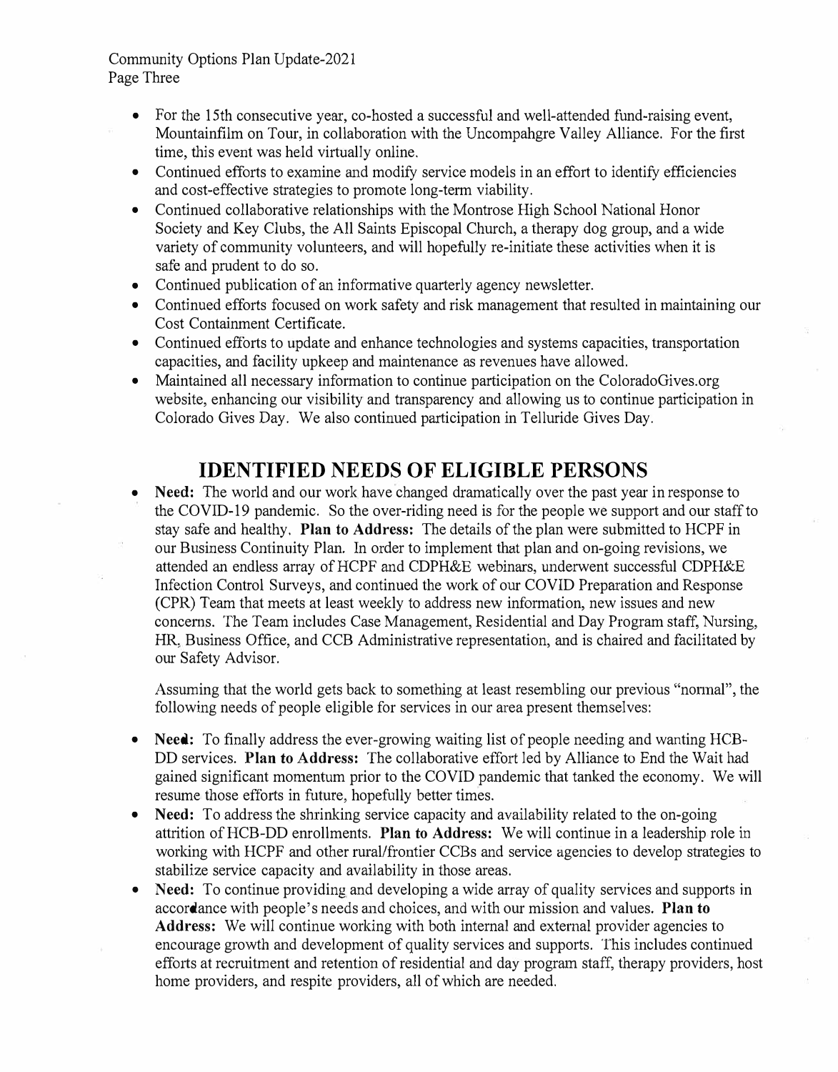- For the 15th consecutive year, co-hosted a successful and well-attended fund-raising event, Mountainfilm on Tour, in collaboration with the Uncompahgre Valley Alliance. For the first time, this event was held virtually online.
- Continued efforts to examine and modify service models in an effort to identify efficiencies and cost-effective strategies to promote long-term viability.
- Continued collaborative relationships with the Montrose High School National Honor Society and Key Clubs, the All Saints Episcopal Church, a therapy dog group, and a wide variety of community volunteers, and will hopefully re-initiate these activities when it is safe and prudent to do so.
- Continued publication of an informative quarterly agency newsletter.
- Continued efforts focused on work safety and risk management that resulted in maintaining our Cost Containment Certificate.
- Continued efforts to update and enhance technologies and systems capacities, transportation capacities, and facility upkeep and maintenance as revenues have allowed.
- Maintained all necessary information to continue participation on the ColoradoGives.org website, enhancing our visibility and transparency and allowing us to continue participation in Colorado Gives Day. We also continued participation in Telluride Gives Day.

## IDENTIFIED NEEDS OF ELIGIBLE PERSONS

- **Need:** The world and our work have changed dramatically over the past year in response to the COVID-19 pandemic. So the over-riding need is for the people we support and our staff to stay safe and healthy. **Plan to Address:** The details of the plan were submitted to HCPF in our Business Continuity Plan. In order to implement that plan and on-going revisions, we attended an endless array of HCPF and CDPH&E webinars, underwent successful CDPH&E Infection Control Surveys, and continued the work of our COVID Preparation and Response (CPR) Team that meets at least weekly to address new information, new issues and new concerns. The Team includes Case Management, Residential and Day Program staff, Nursing, HR, Business Office, and CCB Administrative representation, and is chaired and facilitated by our Safety Advisor.

  Assuming that the world gets back to something at least resembling our previous "normal", the following needs of people eligible for services in our area present themselves:

- **Need:** To finally address the ever-growing waiting list of people needing and wanting HCB-DD services. **Plan to Address:** The collaborative effort led by Alliance to End the Wait had gained significant momentum prior to the COVID pandemic that tanked the economy. We will resume those efforts in future, hopefully better times.
- **Need:** To address the shrinking service capacity and availability related to the on-going attrition of HCB-DD enrollments. **Plan to Address:** We will continue in a leadership role in working with HCPF and other rural/frontier CCBs and service agencies to develop strategies to stabilize service capacity and availability in those areas.
- **Need:** To continue providing and developing a wide array of quality services and supports in accordance with people's needs and choices, and with our mission and values. **Plan to Address:** We will continue working with both internal and external provider agencies to encourage growth and development of quality services and supports. This includes continued efforts at recruitment and retention of residential and day program staff, therapy providers, host home providers, and respite providers, all of which are needed.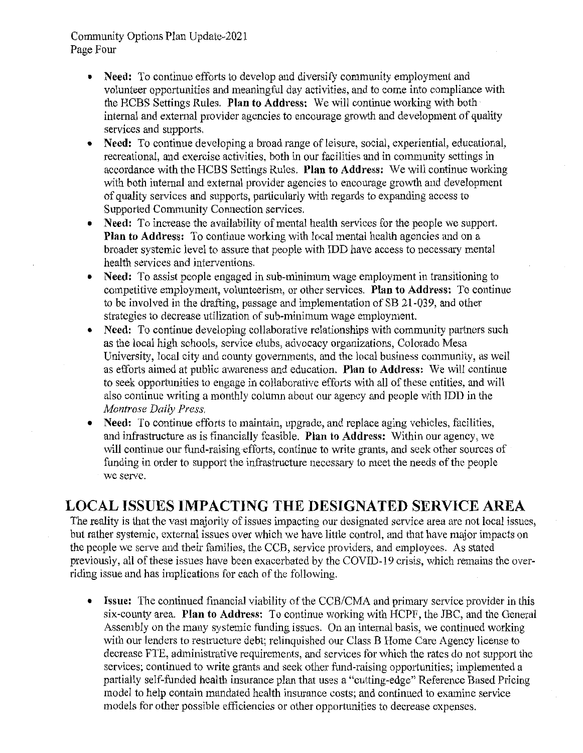- **Need:** To continue efforts to develop and diversify community employment and volunteer opportunities and meaningful day activities, and to come into compliance with the HCBS Settings Rules. **Plan to Address:** We will continue working with both internal and external provider agencies to encourage growth and development of quality services and supports.
- **Need:** To continue developing a broad range of leisure, social, experiential, educational, recreational, and exercise activities, both in our facilities and in community settings in accordance with the HCBS Settings Rules. **Plan to Address:** We will continue working with both internal and external provider agencies to encourage growth and development of quality services and supports, particularly with regards to expanding access to Supported Community Connection services.
- **Need:** To increase the availability of mental health services for the people we support. **Plan to Address:** To continue working with local mental health agencies and on a broader systemic level to assure that people with IDD have access to necessary mental health services and interventions.
- **Need:** To assist people engaged in sub-minimum wage employment in transitioning to competitive employment, volunteerism, or other services. **Plan to Address:** To continue to be involved in the drafting, passage and implementation of SB 21-039, and other strategies to decrease utilization of sub-minimum wage employment.
- **Need:** To continue developing collaborative relationships with community partners such as the local high schools, service clubs, advocacy organizations, Colorado Mesa University, local city and county governments, and the local business community, as well as efforts aimed at public awareness and education. **Plan to Address:** We will continue to seek opportunities to engage in collaborative efforts with all of these entities, and will also continue writing a monthly column about our agency and people with IDD in the *Montrose Daily Press.*
- **Need:** To continue efforts to maintain, upgrade, and replace aging vehicles, facilities, and infrastructure as is financially feasible. **Plan to Address:** Within our agency, we will continue our fund-raising efforts, continue to write grants, and seek other sources of funding in order to support the infrastructure necessary to meet the needs of the people we serve.

## LOCAL ISSUES IMPACTING THE DESIGNATED SERVICE AREA

The reality is that the vast majority of issues impacting our designated service area are not local issues, but rather systemic, external issues over which we have little control, and that have major impacts on the people we serve and their families, the CCB, service providers, and employees. As stated previously, all of these issues have been exacerbated by the COVID-19 crisis, which remains the over-riding issue and has implications for each of the following.

- **Issue:** The continued financial viability of the CCB/CMA and primary service provider in this six-county area. **Plan to Address:** To continue working with HCPF, the JBC, and the General Assembly on the many systemic funding issues. On an internal basis, we continued working with our lenders to restructure debt; relinquished our Class B Home Care Agency license to decrease FTE, administrative requirements, and services for which the rates do not support the services; continued to write grants and seek other fund-raising opportunities; implemented a partially self-funded health insurance plan that uses a "cutting-edge" Reference Based Pricing model to help contain mandated health insurance costs; and continued to examine service models for other possible efficiencies or other opportunities to decrease expenses.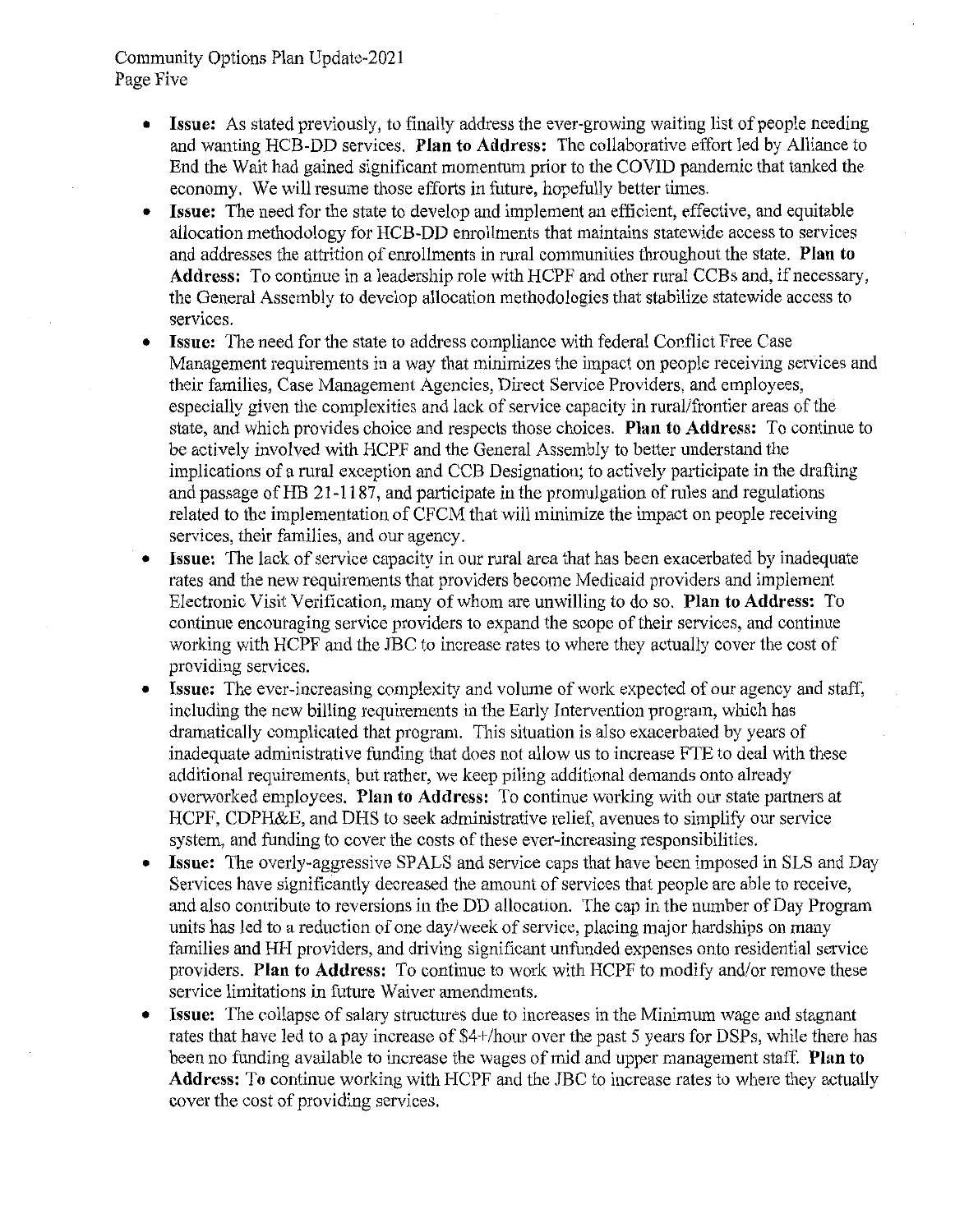- **Issue:** As stated previously, to finally address the ever-growing waiting list of people needing and wanting HCB-DD services. **Plan to Address:** The collaborative effort led by Alliance to End the Wait had gained significant momentum prior to the COVID pandemic that tanked the economy. We will resume those efforts in future, hopefully better times.
- **Issue:** The need for the state to develop and implement an efficient, effective, and equitable allocation methodology for HCB-DD enrollments that maintains statewide access to services and addresses the attrition of enrollments in rural communities throughout the state. **Plan to Address:** To continue in a leadership role with HCPF and other rural CCBs and, if necessary, the General Assembly to develop allocation methodologies that stabilize statewide access to services.
- **Issue:** The need for the state to address compliance with federal Conflict Free Case Management requirements in a way that minimizes the impact on people receiving services and their families, Case Management Agencies, Direct Service Providers, and employees, especially given the complexities and lack of service capacity in rural/frontier areas of the state, and which provides choice and respects those choices. **Plan to Address:** To continue to be actively involved with HCPF and the General Assembly to better understand the implications of a rural exception and CCB Designation; to actively participate in the drafting and passage of HB 21-1187, and participate in the promulgation of rules and regulations related to the implementation of CFCM that will minimize the impact on people receiving services, their families, and our agency.
- **Issue:** The lack of service capacity in our rural area that has been exacerbated by inadequate rates and the new requirements that providers become Medicaid providers and implement Electronic Visit Verification, many of whom are unwilling to do so. **Plan to Address:** To continue encouraging service providers to expand the scope of their services, and continue working with HCPF and the JBC to increase rates to where they actually cover the cost of providing services.
- **Issue:** The ever-increasing complexity and volume of work expected of our agency and staff, including the new billing requirements in the Early Intervention program, which has dramatically complicated that program. This situation is also exacerbated by years of inadequate administrative funding that does not allow us to increase FTE to deal with these additional requirements, but rather, we keep piling additional demands onto already overworked employees. **Plan to Address:** To continue working with our state partners at HCPF, CDPH&E, and DHS to seek administrative relief, avenues to simplify our service system, and funding to cover the costs of these ever-increasing responsibilities.
- **Issue:** The overly-aggressive SPALS and service caps that have been imposed in SLS and Day Services have significantly decreased the amount of services that people are able to receive, and also contribute to reversions in the DD allocation. The cap in the number of Day Program units has led to a reduction of one day/week of service, placing major hardships on many families and HH providers, and driving significant unfunded expenses onto residential service providers. **Plan to Address:** To continue to work with HCPF to modify and/or remove these service limitations in future Waiver amendments.
- **Issue:** The collapse of salary structures due to increases in the Minimum wage and stagnant rates that have led to a pay increase of $4+/hour over the past 5 years for DSPs, while there has been no funding available to increase the wages of mid and upper management staff. **Plan to Address:** To continue working with HCPF and the JBC to increase rates to where they actually cover the cost of providing services.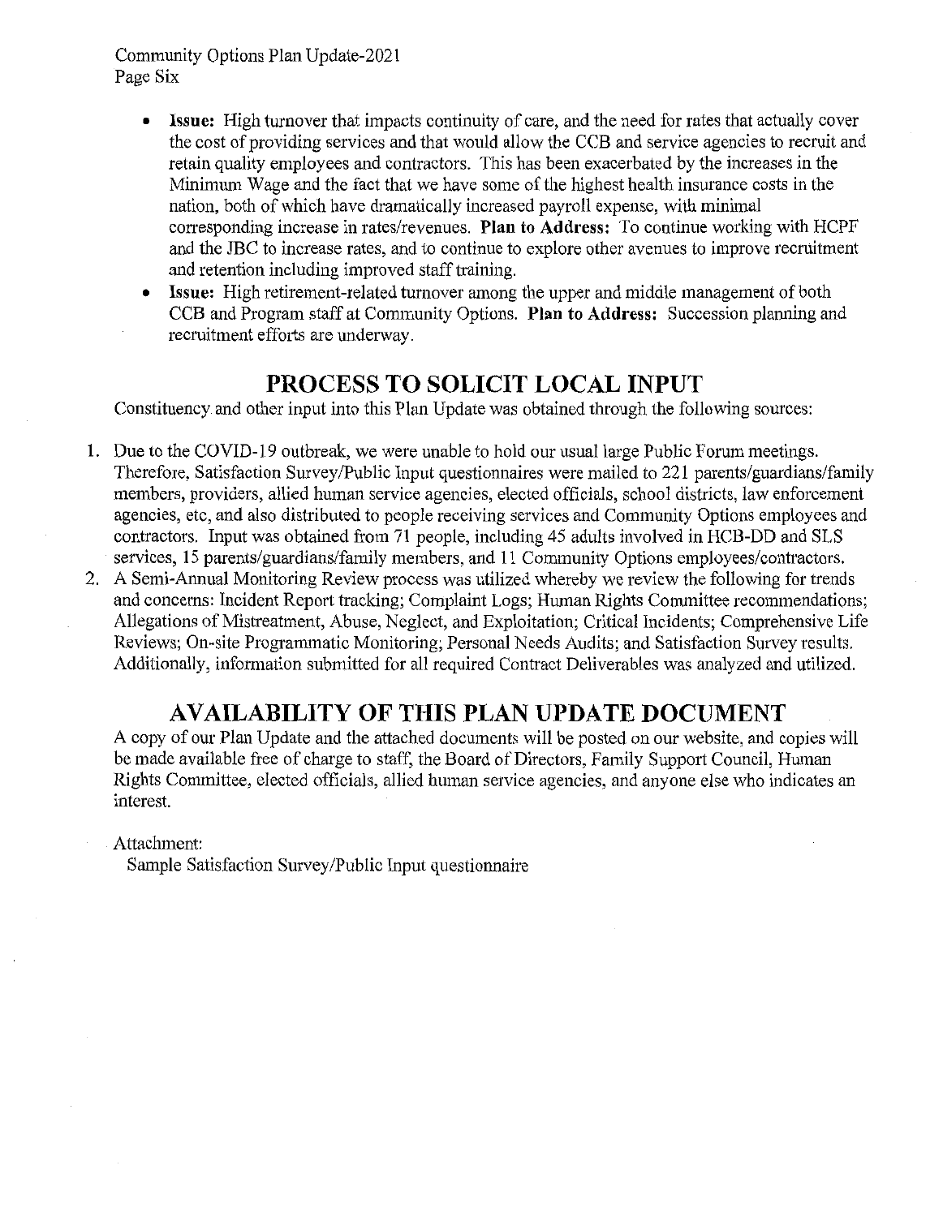- **Issue:** High turnover that impacts continuity of care, and the need for rates that actually cover the cost of providing services and that would allow the CCB and service agencies to recruit and retain quality employees and contractors. This has been exacerbated by the increases in the Minimum Wage and the fact that we have some of the highest health insurance costs in the nation, both of which have dramatically increased payroll expense, with minimal corresponding increase in rates/revenues. **Plan to Address:** To continue working with HCPF and the JBC to increase rates, and to continue to explore other avenues to improve recruitment and retention including improved staff training.
- **Issue:** High retirement-related turnover among the upper and middle management of both CCB and Program staff at Community Options. **Plan to Address:** Succession planning and recruitment efforts are underway.

## PROCESS TO SOLICIT LOCAL INPUT

Constituency and other input into this Plan Update was obtained through the following sources:

1. Due to the COVID-19 outbreak, we were unable to hold our usual large Public Forum meetings. Therefore, Satisfaction Survey/Public Input questionnaires were mailed to 221 parents/guardians/family members, providers, allied human service agencies, elected officials, school districts, law enforcement agencies, etc, and also distributed to people receiving services and Community Options employees and contractors. Input was obtained from 71 people, including 45 adults involved in HCB-DD and SLS services, 15 parents/guardians/family members, and 11 Community Options employees/contractors.
2. A Semi-Annual Monitoring Review process was utilized whereby we review the following for trends and concerns: Incident Report tracking; Complaint Logs; Human Rights Committee recommendations; Allegations of Mistreatment, Abuse, Neglect, and Exploitation; Critical Incidents; Comprehensive Life Reviews; On-site Programmatic Monitoring; Personal Needs Audits; and Satisfaction Survey results. Additionally, information submitted for all required Contract Deliverables was analyzed and utilized.

## AVAILABILITY OF THIS PLAN UPDATE DOCUMENT

A copy of our Plan Update and the attached documents will be posted on our website, and copies will be made available free of charge to staff, the Board of Directors, Family Support Council, Human Rights Committee, elected officials, allied human service agencies, and anyone else who indicates an interest.

Attachment:
Sample Satisfaction Survey/Public Input questionnaire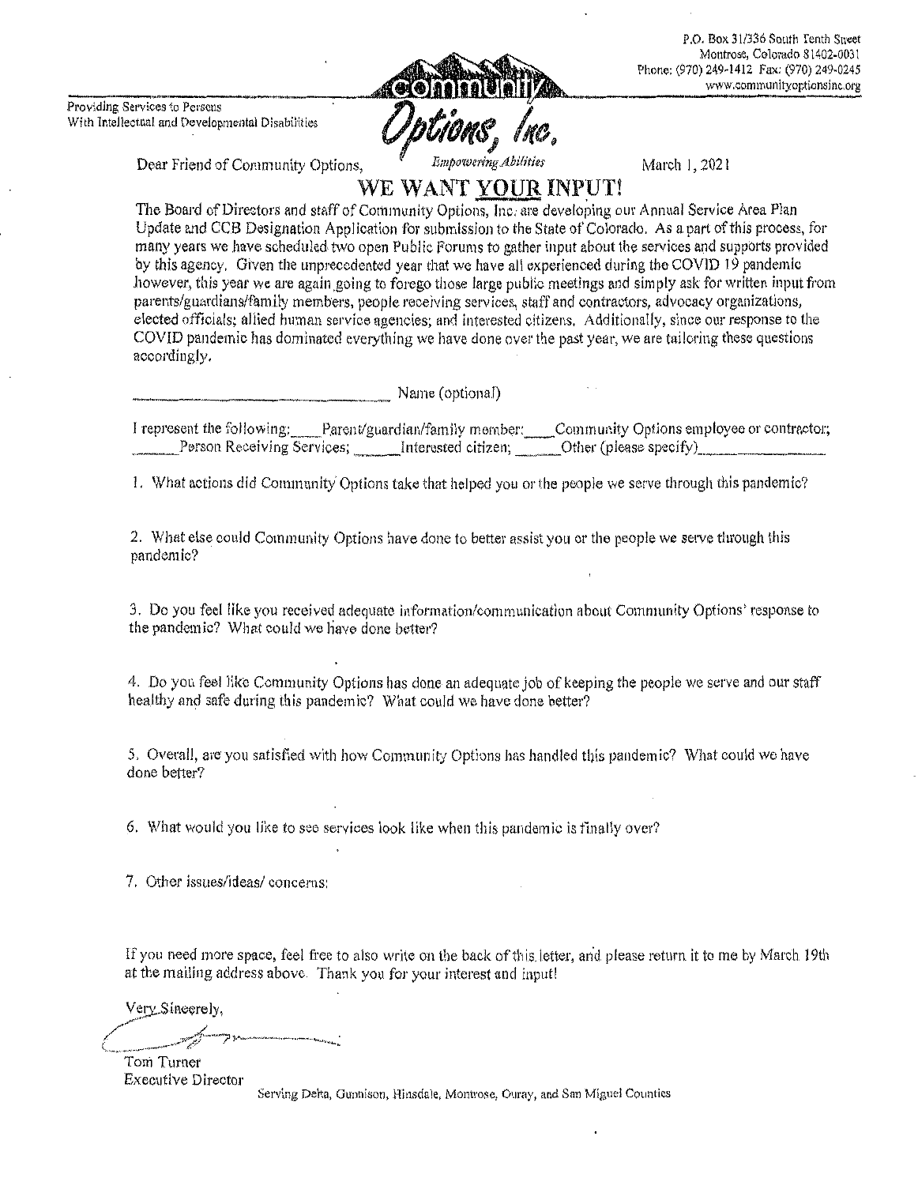P.O. Box 31/336 South Tenth Street
Montrose, Colorado 81402-0031
Phone: (970) 249-1412 Fax: (970) 249-0245
www.communityoptionsinc.org

Providing Services to Persons
With Intellectual and Developmental Disabilities

**Community Options, Inc.**
*Empowering Abilities*

Dear Friend of Community Options,

March 1, 2021

# WE WANT YOUR INPUT!

The Board of Directors and staff of Community Options, Inc. are developing our Annual Service Area Plan Update and CCB Designation Application for submission to the State of Colorado. As a part of this process, for many years we have scheduled two open Public Forums to gather input about the services and supports provided by this agency. Given the unprecedented year that we have all experienced during the COVID 19 pandemic however, this year we are again going to forego those large public meetings and simply ask for written input from parents/guardians/family members, people receiving services, staff and contractors, advocacy organizations, elected officials; allied human service agencies; and interested citizens. Additionally, since our response to the COVID pandemic has dominated everything we have done over the past year, we are tailoring these questions accordingly.

_________________________________ Name (optional)

I represent the following: ____Parent/guardian/family member; ____Community Options employee or contractor; ______Person Receiving Services; ______Interested citizen; ______Other (please specify)________________

1. What actions did Community Options take that helped you or the people we serve through this pandemic?

2. What else could Community Options have done to better assist you or the people we serve through this pandemic?

3. Do you feel like you received adequate information/communication about Community Options' response to the pandemic? What could we have done better?

4. Do you feel like Community Options has done an adequate job of keeping the people we serve and our staff healthy and safe during this pandemic? What could we have done better?

5. Overall, are you satisfied with how Community Options has handled this pandemic? What could we have done better?

6. What would you like to see services look like when this pandemic is finally over?

7. Other issues/ideas/ concerns:

If you need more space, feel free to also write on the back of this letter, and please return it to me by March 19th at the mailing address above. Thank you for your interest and input!

Very Sincerely,

Tom Turner
Executive Director

Serving Delta, Gunnison, Hinsdale, Montrose, Ouray, and San Miguel Counties